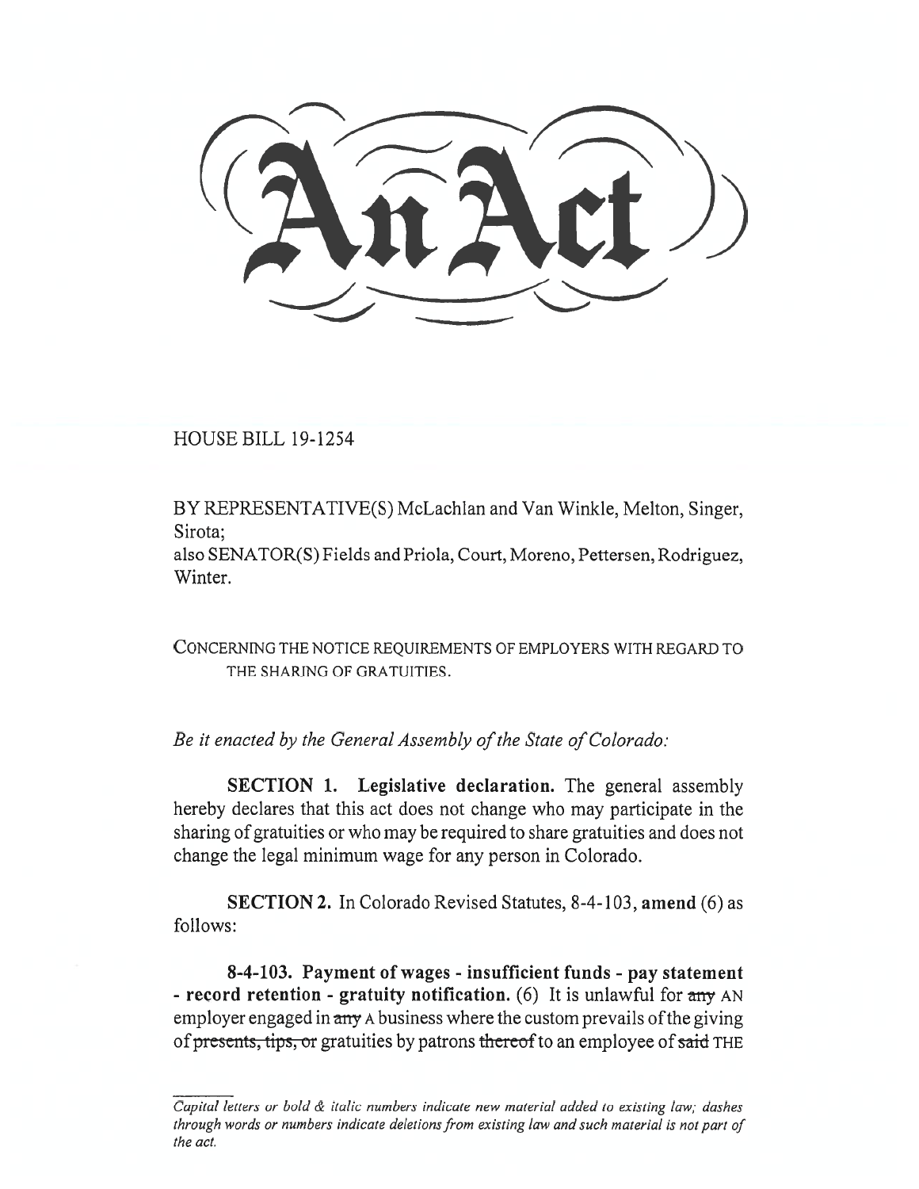# An Act

HOUSE BILL 19-1254

BY REPRESENTATIVE(S) McLachlan and Van Winkle, Melton, Singer, Sirota;
also SENATOR(S) Fields and Priola, Court, Moreno, Pettersen, Rodriguez, Winter.

CONCERNING THE NOTICE REQUIREMENTS OF EMPLOYERS WITH REGARD TO THE SHARING OF GRATUITIES.

*Be it enacted by the General Assembly of the State of Colorado:*

**SECTION 1. Legislative declaration.** The general assembly hereby declares that this act does not change who may participate in the sharing of gratuities or who may be required to share gratuities and does not change the legal minimum wage for any person in Colorado.

**SECTION 2.** In Colorado Revised Statutes, 8-4-103, **amend** (6) as follows:

**8-4-103. Payment of wages - insufficient funds - pay statement - record retention - gratuity notification.** (6) It is unlawful for ~~any~~ AN employer engaged in ~~any~~ A business where the custom prevails of the giving of ~~presents, tips, or~~ gratuities by patrons ~~thereof~~ to an employee of ~~said~~ THE

*Capital letters or bold & italic numbers indicate new material added to existing law; dashes through words or numbers indicate deletions from existing law and such material is not part of the act.*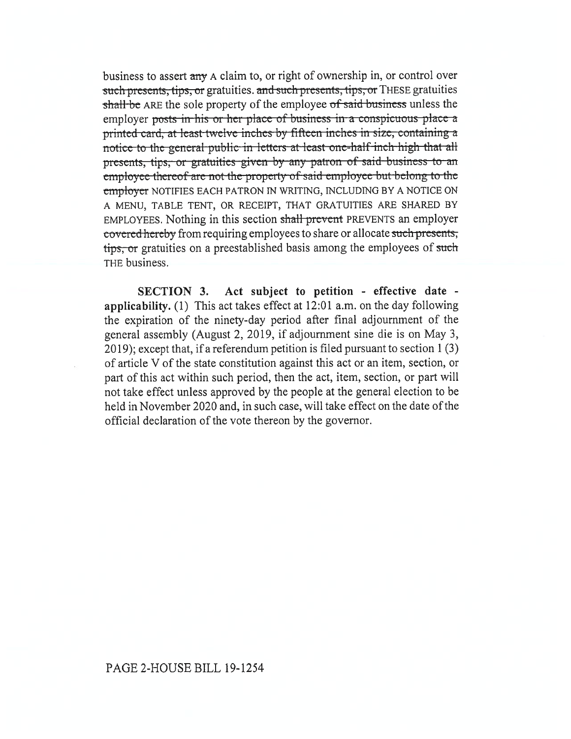business to assert ~~any~~ A claim to, or right of ownership in, or control over ~~such presents, tips, or~~ gratuities. ~~and such presents, tips, or~~ THESE gratuities ~~shall be~~ ARE the sole property of the employee ~~of said business~~ unless the employer ~~posts in his or her place of business in a conspicuous place a printed card, at least twelve inches by fifteen inches in size, containing a notice to the general public in letters at least one-half inch high that all presents, tips, or gratuities given by any patron of said business to an employee thereof are not the property of said employee but belong to the employer~~ NOTIFIES EACH PATRON IN WRITING, INCLUDING BY A NOTICE ON A MENU, TABLE TENT, OR RECEIPT, THAT GRATUITIES ARE SHARED BY EMPLOYEES. Nothing in this section ~~shall prevent~~ PREVENTS an employer ~~covered hereby~~ from requiring employees to share or allocate ~~such presents, tips, or~~ gratuities on a preestablished basis among the employees of ~~such~~ THE business.

**SECTION 3. Act subject to petition - effective date - applicability.** (1) This act takes effect at 12:01 a.m. on the day following the expiration of the ninety-day period after final adjournment of the general assembly (August 2, 2019, if adjournment sine die is on May 3, 2019); except that, if a referendum petition is filed pursuant to section 1 (3) of article V of the state constitution against this act or an item, section, or part of this act within such period, then the act, item, section, or part will not take effect unless approved by the people at the general election to be held in November 2020 and, in such case, will take effect on the date of the official declaration of the vote thereon by the governor.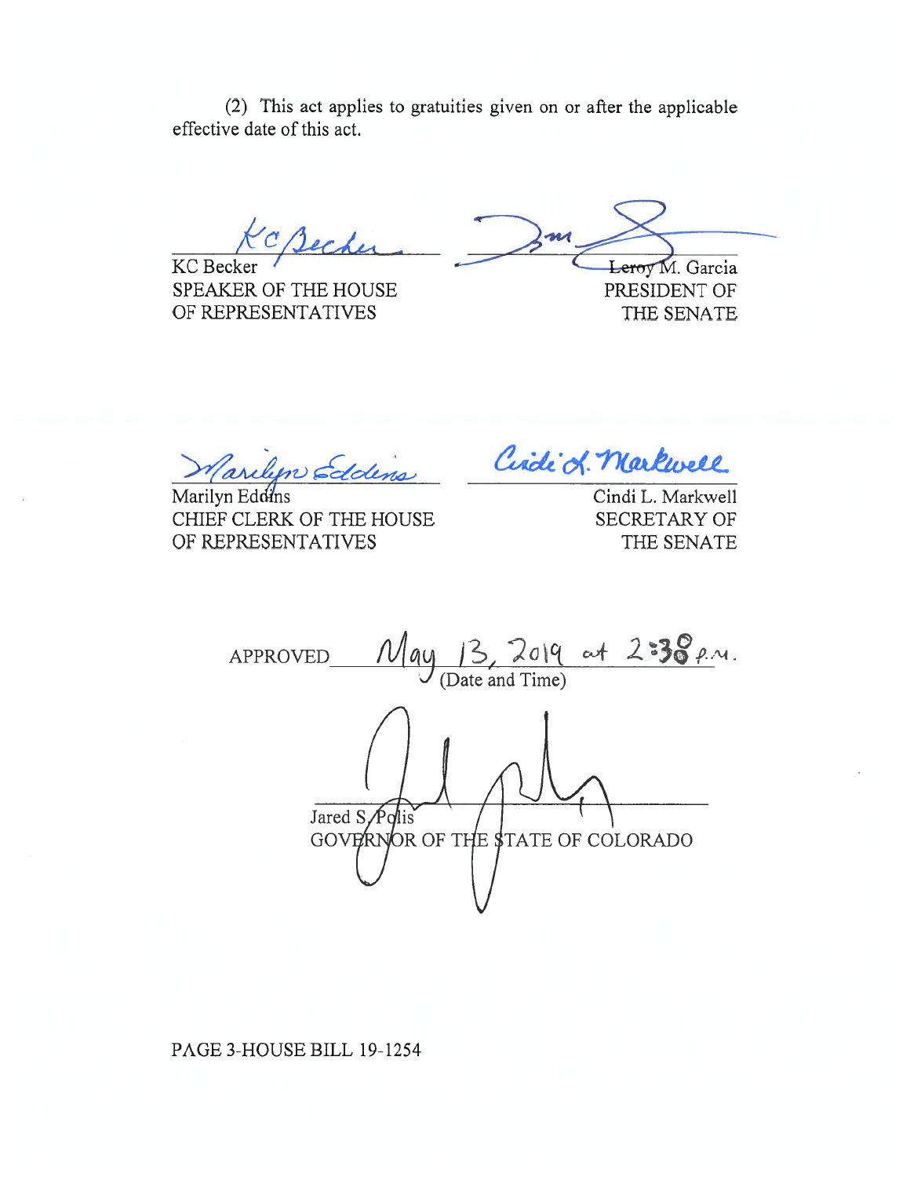(2) This act applies to gratuities given on or after the applicable effective date of this act.

| | |
|---|---|
| KC Becker<br>SPEAKER OF THE HOUSE<br>OF REPRESENTATIVES | Leroy M. Garcia<br>PRESIDENT OF<br>THE SENATE |
| Marilyn Eddins<br>CHIEF CLERK OF THE HOUSE<br>OF REPRESENTATIVES | Cindi L. Markwell<br>SECRETARY OF<br>THE SENATE |

APPROVED May 13, 2019 at 2:30 p.m.
(Date and Time)

Jared S. Polis
GOVERNOR OF THE STATE OF COLORADO

PAGE 3-HOUSE BILL 19-1254